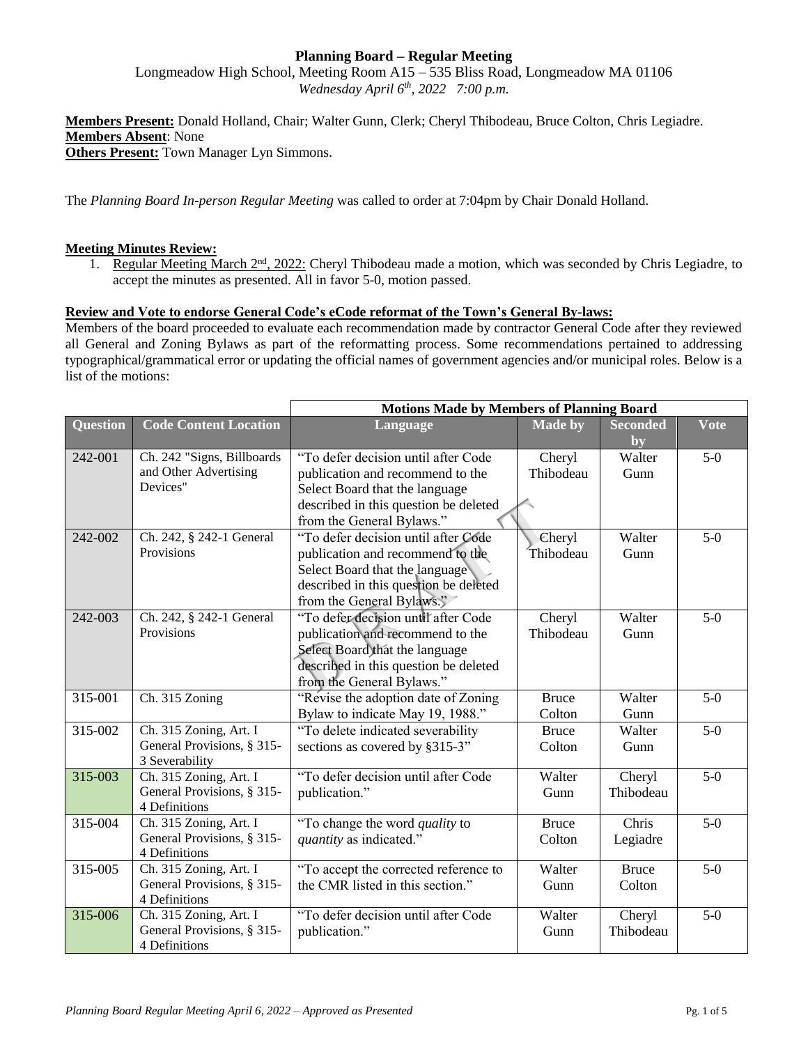**Planning Board – Regular Meeting**

Longmeadow High School, Meeting Room A15 – 535 Bliss Road, Longmeadow MA 01106

*Wednesday April 6th, 2022 7:00 p.m.*

**Members Present:** Donald Holland, Chair; Walter Gunn, Clerk; Cheryl Thibodeau, Bruce Colton, Chris Legiadre.
**Members Absent**: None
**Others Present:** Town Manager Lyn Simmons.

The *Planning Board In-person Regular Meeting* was called to order at 7:04pm by Chair Donald Holland.

**Meeting Minutes Review:**

1. Regular Meeting March 2nd, 2022: Cheryl Thibodeau made a motion, which was seconded by Chris Legiadre, to accept the minutes as presented. All in favor 5-0, motion passed.

**Review and Vote to endorse General Code's eCode reformat of the Town's General By-laws:**

Members of the board proceeded to evaluate each recommendation made by contractor General Code after they reviewed all General and Zoning Bylaws as part of the reformatting process. Some recommendations pertained to addressing typographical/grammatical error or updating the official names of government agencies and/or municipal roles. Below is a list of the motions:

| | | Motions Made by Members of Planning Board | | | |
|---|---|---|---|---|---|
| **Question** | **Code Content Location** | **Language** | **Made by** | **Seconded by** | **Vote** |
| 242-001 | Ch. 242 "Signs, Billboards and Other Advertising Devices" | "To defer decision until after Code publication and recommend to the Select Board that the language described in this question be deleted from the General Bylaws." | Cheryl Thibodeau | Walter Gunn | 5-0 |
| 242-002 | Ch. 242, § 242-1 General Provisions | "To defer decision until after Code publication and recommend to the Select Board that the language described in this question be deleted from the General Bylaws." | Cheryl Thibodeau | Walter Gunn | 5-0 |
| 242-003 | Ch. 242, § 242-1 General Provisions | "To defer decision until after Code publication and recommend to the Select Board that the language described in this question be deleted from the General Bylaws." | Cheryl Thibodeau | Walter Gunn | 5-0 |
| 315-001 | Ch. 315 Zoning | "Revise the adoption date of Zoning Bylaw to indicate May 19, 1988." | Bruce Colton | Walter Gunn | 5-0 |
| 315-002 | Ch. 315 Zoning, Art. I General Provisions, § 315-3 Severability | "To delete indicated severability sections as covered by §315-3" | Bruce Colton | Walter Gunn | 5-0 |
| 315-003 | Ch. 315 Zoning, Art. I General Provisions, § 315-4 Definitions | "To defer decision until after Code publication." | Walter Gunn | Cheryl Thibodeau | 5-0 |
| 315-004 | Ch. 315 Zoning, Art. I General Provisions, § 315-4 Definitions | "To change the word *quality* to *quantity* as indicated." | Bruce Colton | Chris Legiadre | 5-0 |
| 315-005 | Ch. 315 Zoning, Art. I General Provisions, § 315-4 Definitions | "To accept the corrected reference to the CMR listed in this section." | Walter Gunn | Bruce Colton | 5-0 |
| 315-006 | Ch. 315 Zoning, Art. I General Provisions, § 315-4 Definitions | "To defer decision until after Code publication." | Walter Gunn | Cheryl Thibodeau | 5-0 |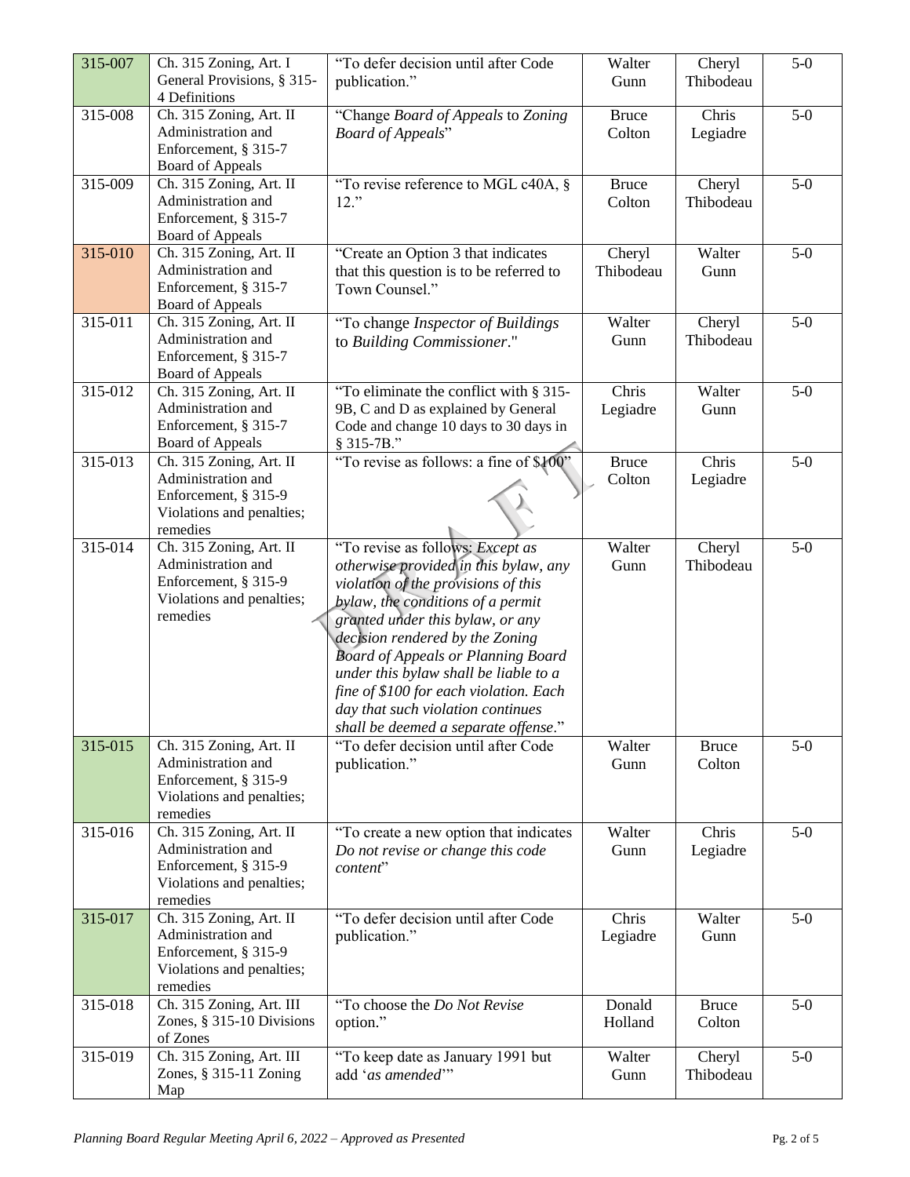| 315-007 | Ch. 315 Zoning, Art. I General Provisions, § 315-4 Definitions | "To defer decision until after Code publication." | Walter Gunn | Cheryl Thibodeau | 5-0 |
|---|---|---|---|---|---|
| 315-008 | Ch. 315 Zoning, Art. II Administration and Enforcement, § 315-7 Board of Appeals | "Change *Board of Appeals* to *Zoning Board of Appeals*" | Bruce Colton | Chris Legiadre | 5-0 |
| 315-009 | Ch. 315 Zoning, Art. II Administration and Enforcement, § 315-7 Board of Appeals | "To revise reference to MGL c40A, § 12." | Bruce Colton | Cheryl Thibodeau | 5-0 |
| 315-010 | Ch. 315 Zoning, Art. II Administration and Enforcement, § 315-7 Board of Appeals | "Create an Option 3 that indicates that this question is to be referred to Town Counsel." | Cheryl Thibodeau | Walter Gunn | 5-0 |
| 315-011 | Ch. 315 Zoning, Art. II Administration and Enforcement, § 315-7 Board of Appeals | "To change *Inspector of Buildings* to *Building Commissioner*." | Walter Gunn | Cheryl Thibodeau | 5-0 |
| 315-012 | Ch. 315 Zoning, Art. II Administration and Enforcement, § 315-7 Board of Appeals | "To eliminate the conflict with § 315-9B, C and D as explained by General Code and change 10 days to 30 days in § 315-7B." | Chris Legiadre | Walter Gunn | 5-0 |
| 315-013 | Ch. 315 Zoning, Art. II Administration and Enforcement, § 315-9 Violations and penalties; remedies | "To revise as follows: a fine of $100" | Bruce Colton | Chris Legiadre | 5-0 |
| 315-014 | Ch. 315 Zoning, Art. II Administration and Enforcement, § 315-9 Violations and penalties; remedies | "To revise as follows: *Except as otherwise provided in this bylaw, any violation of the provisions of this bylaw, the conditions of a permit granted under this bylaw, or any decision rendered by the Zoning Board of Appeals or Planning Board under this bylaw shall be liable to a fine of $100 for each violation. Each day that such violation continues shall be deemed a separate offense*." | Walter Gunn | Cheryl Thibodeau | 5-0 |
| 315-015 | Ch. 315 Zoning, Art. II Administration and Enforcement, § 315-9 Violations and penalties; remedies | "To defer decision until after Code publication." | Walter Gunn | Bruce Colton | 5-0 |
| 315-016 | Ch. 315 Zoning, Art. II Administration and Enforcement, § 315-9 Violations and penalties; remedies | "To create a new option that indicates *Do not revise or change this code content*" | Walter Gunn | Chris Legiadre | 5-0 |
| 315-017 | Ch. 315 Zoning, Art. II Administration and Enforcement, § 315-9 Violations and penalties; remedies | "To defer decision until after Code publication." | Chris Legiadre | Walter Gunn | 5-0 |
| 315-018 | Ch. 315 Zoning, Art. III Zones, § 315-10 Divisions of Zones | "To choose the *Do Not Revise* option." | Donald Holland | Bruce Colton | 5-0 |
| 315-019 | Ch. 315 Zoning, Art. III Zones, § 315-11 Zoning Map | "To keep date as January 1991 but add '*as amended*'" | Walter Gunn | Cheryl Thibodeau | 5-0 |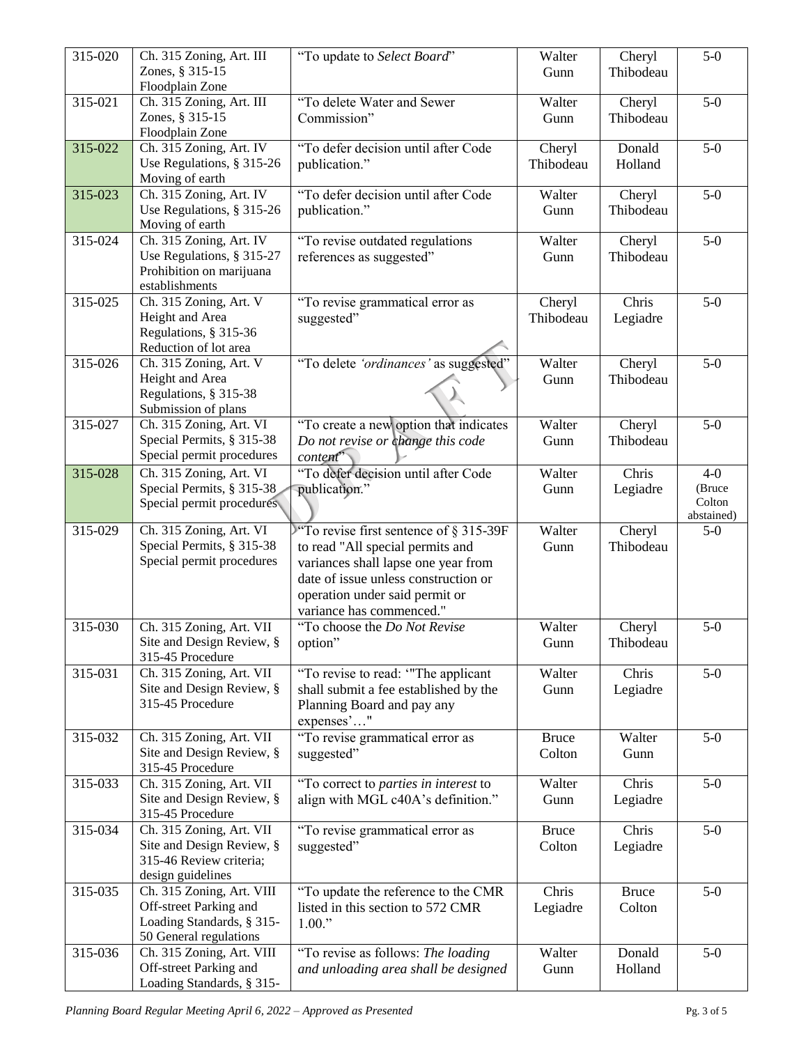| 315-020 | Ch. 315 Zoning, Art. III Zones, § 315-15 Floodplain Zone | "To update to *Select Board*" | Walter Gunn | Cheryl Thibodeau | 5-0 |
|---|---|---|---|---|---|
| 315-021 | Ch. 315 Zoning, Art. III Zones, § 315-15 Floodplain Zone | "To delete Water and Sewer Commission" | Walter Gunn | Cheryl Thibodeau | 5-0 |
| 315-022 | Ch. 315 Zoning, Art. IV Use Regulations, § 315-26 Moving of earth | "To defer decision until after Code publication." | Cheryl Thibodeau | Donald Holland | 5-0 |
| 315-023 | Ch. 315 Zoning, Art. IV Use Regulations, § 315-26 Moving of earth | "To defer decision until after Code publication." | Walter Gunn | Cheryl Thibodeau | 5-0 |
| 315-024 | Ch. 315 Zoning, Art. IV Use Regulations, § 315-27 Prohibition on marijuana establishments | "To revise outdated regulations references as suggested" | Walter Gunn | Cheryl Thibodeau | 5-0 |
| 315-025 | Ch. 315 Zoning, Art. V Height and Area Regulations, § 315-36 Reduction of lot area | "To revise grammatical error as suggested" | Cheryl Thibodeau | Chris Legiadre | 5-0 |
| 315-026 | Ch. 315 Zoning, Art. V Height and Area Regulations, § 315-38 Submission of plans | "To delete *'ordinances'* as suggested" | Walter Gunn | Cheryl Thibodeau | 5-0 |
| 315-027 | Ch. 315 Zoning, Art. VI Special Permits, § 315-38 Special permit procedures | "To create a new option that indicates *Do not revise or change this code content*" | Walter Gunn | Cheryl Thibodeau | 5-0 |
| 315-028 | Ch. 315 Zoning, Art. VI Special Permits, § 315-38 Special permit procedures | "To defer decision until after Code publication." | Walter Gunn | Chris Legiadre | 4-0 (Bruce Colton abstained) |
| 315-029 | Ch. 315 Zoning, Art. VI Special Permits, § 315-38 Special permit procedures | "To revise first sentence of § 315-39F to read "All special permits and variances shall lapse one year from date of issue unless construction or operation under said permit or variance has commenced." | Walter Gunn | Cheryl Thibodeau | 5-0 |
| 315-030 | Ch. 315 Zoning, Art. VII Site and Design Review, § 315-45 Procedure | "To choose the *Do Not Revise* option" | Walter Gunn | Cheryl Thibodeau | 5-0 |
| 315-031 | Ch. 315 Zoning, Art. VII Site and Design Review, § 315-45 Procedure | "To revise to read: '"The applicant shall submit a fee established by the Planning Board and pay any expenses'…" | Walter Gunn | Chris Legiadre | 5-0 |
| 315-032 | Ch. 315 Zoning, Art. VII Site and Design Review, § 315-45 Procedure | "To revise grammatical error as suggested" | Bruce Colton | Walter Gunn | 5-0 |
| 315-033 | Ch. 315 Zoning, Art. VII Site and Design Review, § 315-45 Procedure | "To correct to *parties in interest* to align with MGL c40A's definition." | Walter Gunn | Chris Legiadre | 5-0 |
| 315-034 | Ch. 315 Zoning, Art. VII Site and Design Review, § 315-46 Review criteria; design guidelines | "To revise grammatical error as suggested" | Bruce Colton | Chris Legiadre | 5-0 |
| 315-035 | Ch. 315 Zoning, Art. VIII Off-street Parking and Loading Standards, § 315-50 General regulations | "To update the reference to the CMR listed in this section to 572 CMR 1.00." | Chris Legiadre | Bruce Colton | 5-0 |
| 315-036 | Ch. 315 Zoning, Art. VIII Off-street Parking and Loading Standards, § 315- | "To revise as follows: *The loading and unloading area shall be designed* | Walter Gunn | Donald Holland | 5-0 |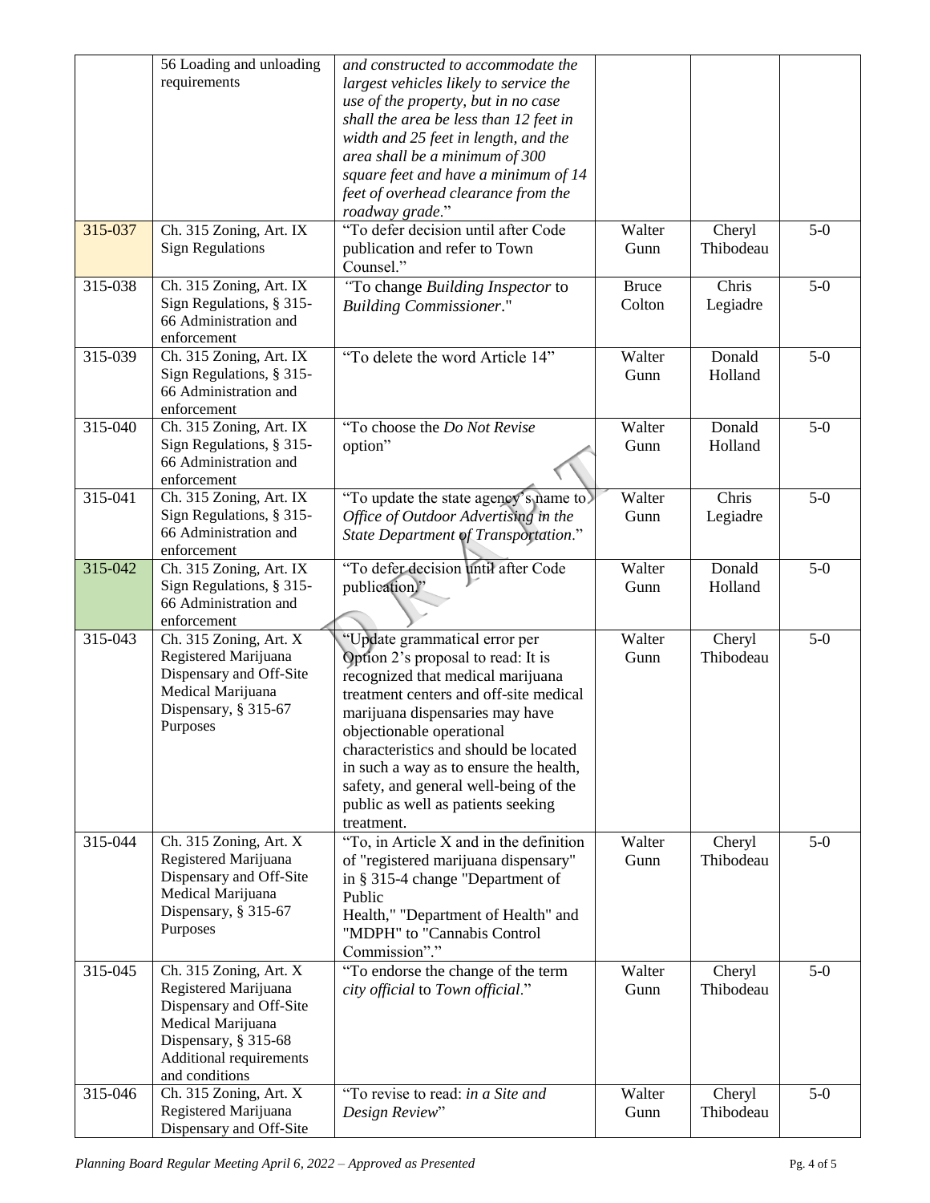|  | 56 Loading and unloading requirements | *and constructed to accommodate the largest vehicles likely to service the use of the property, but in no case shall the area be less than 12 feet in width and 25 feet in length, and the area shall be a minimum of 300 square feet and have a minimum of 14 feet of overhead clearance from the roadway grade*." |  |  |  |
|---|---|---|---|---|---|
| 315-037 | Ch. 315 Zoning, Art. IX Sign Regulations | "To defer decision until after Code publication and refer to Town Counsel." | Walter Gunn | Cheryl Thibodeau | 5-0 |
| 315-038 | Ch. 315 Zoning, Art. IX Sign Regulations, § 315-66 Administration and enforcement | "To change *Building Inspector* to *Building Commissioner*." | Bruce Colton | Chris Legiadre | 5-0 |
| 315-039 | Ch. 315 Zoning, Art. IX Sign Regulations, § 315-66 Administration and enforcement | "To delete the word Article 14" | Walter Gunn | Donald Holland | 5-0 |
| 315-040 | Ch. 315 Zoning, Art. IX Sign Regulations, § 315-66 Administration and enforcement | "To choose the *Do Not Revise* option" | Walter Gunn | Donald Holland | 5-0 |
| 315-041 | Ch. 315 Zoning, Art. IX Sign Regulations, § 315-66 Administration and enforcement | "To update the state agency's name to *Office of Outdoor Advertising in the State Department of Transportation*." | Walter Gunn | Chris Legiadre | 5-0 |
| 315-042 | Ch. 315 Zoning, Art. IX Sign Regulations, § 315-66 Administration and enforcement | "To defer decision until after Code publication." | Walter Gunn | Donald Holland | 5-0 |
| 315-043 | Ch. 315 Zoning, Art. X Registered Marijuana Dispensary and Off-Site Medical Marijuana Dispensary, § 315-67 Purposes | "Update grammatical error per Option 2's proposal to read: It is recognized that medical marijuana treatment centers and off-site medical marijuana dispensaries may have objectionable operational characteristics and should be located in such a way as to ensure the health, safety, and general well-being of the public as well as patients seeking treatment. | Walter Gunn | Cheryl Thibodeau | 5-0 |
| 315-044 | Ch. 315 Zoning, Art. X Registered Marijuana Dispensary and Off-Site Medical Marijuana Dispensary, § 315-67 Purposes | "To, in Article X and in the definition of "registered marijuana dispensary" in § 315-4 change "Department of Public Health," "Department of Health" and "MDPH" to "Cannabis Control Commission"." | Walter Gunn | Cheryl Thibodeau | 5-0 |
| 315-045 | Ch. 315 Zoning, Art. X Registered Marijuana Dispensary and Off-Site Medical Marijuana Dispensary, § 315-68 Additional requirements and conditions | "To endorse the change of the term *city official* to *Town official*." | Walter Gunn | Cheryl Thibodeau | 5-0 |
| 315-046 | Ch. 315 Zoning, Art. X Registered Marijuana Dispensary and Off-Site | "To revise to read: *in a Site and Design Review*" | Walter Gunn | Cheryl Thibodeau | 5-0 |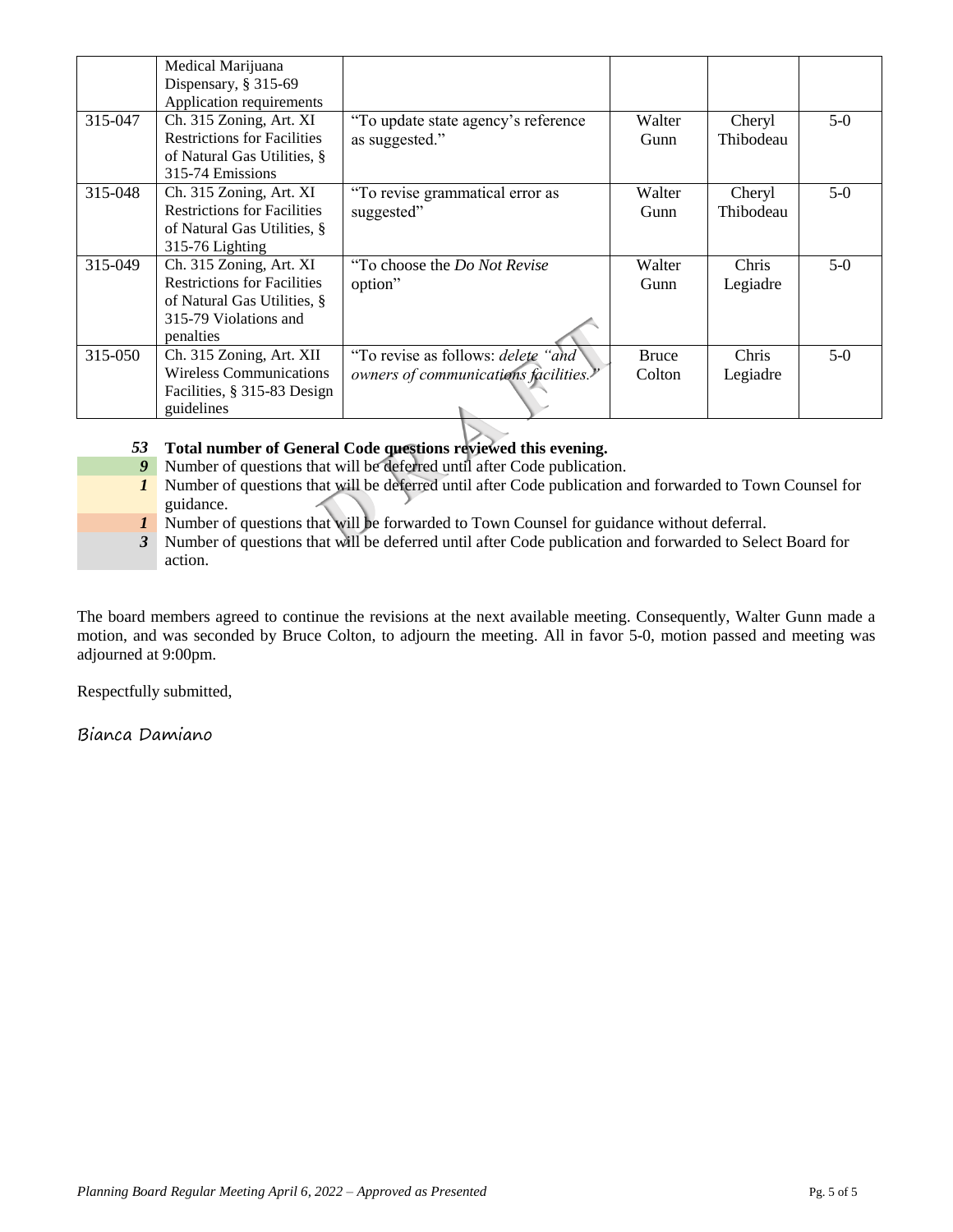| | | | | | |
|---|---|---|---|---|---|
| | Medical Marijuana Dispensary, § 315-69 Application requirements | | | | |
| 315-047 | Ch. 315 Zoning, Art. XI Restrictions for Facilities of Natural Gas Utilities, § 315-74 Emissions | "To update state agency's reference as suggested." | Walter Gunn | Cheryl Thibodeau | 5-0 |
| 315-048 | Ch. 315 Zoning, Art. XI Restrictions for Facilities of Natural Gas Utilities, § 315-76 Lighting | "To revise grammatical error as suggested" | Walter Gunn | Cheryl Thibodeau | 5-0 |
| 315-049 | Ch. 315 Zoning, Art. XI Restrictions for Facilities of Natural Gas Utilities, § 315-79 Violations and penalties | "To choose the *Do Not Revise* option" | Walter Gunn | Chris Legiadre | 5-0 |
| 315-050 | Ch. 315 Zoning, Art. XII Wireless Communications Facilities, § 315-83 Design guidelines | "To revise as follows: *delete "and owners of communications facilities."*" | Bruce Colton | Chris Legiadre | 5-0 |

***53*** **Total number of General Code questions reviewed this evening.**
***9*** Number of questions that will be deferred until after Code publication.
***1*** Number of questions that will be deferred until after Code publication and forwarded to Town Counsel for guidance.
***1*** Number of questions that will be forwarded to Town Counsel for guidance without deferral.
***3*** Number of questions that will be deferred until after Code publication and forwarded to Select Board for action.

The board members agreed to continue the revisions at the next available meeting. Consequently, Walter Gunn made a motion, and was seconded by Bruce Colton, to adjourn the meeting. All in favor 5-0, motion passed and meeting was adjourned at 9:00pm.

Respectfully submitted,

Bianca Damiano

*Planning Board Regular Meeting April 6, 2022 – Approved as Presented*